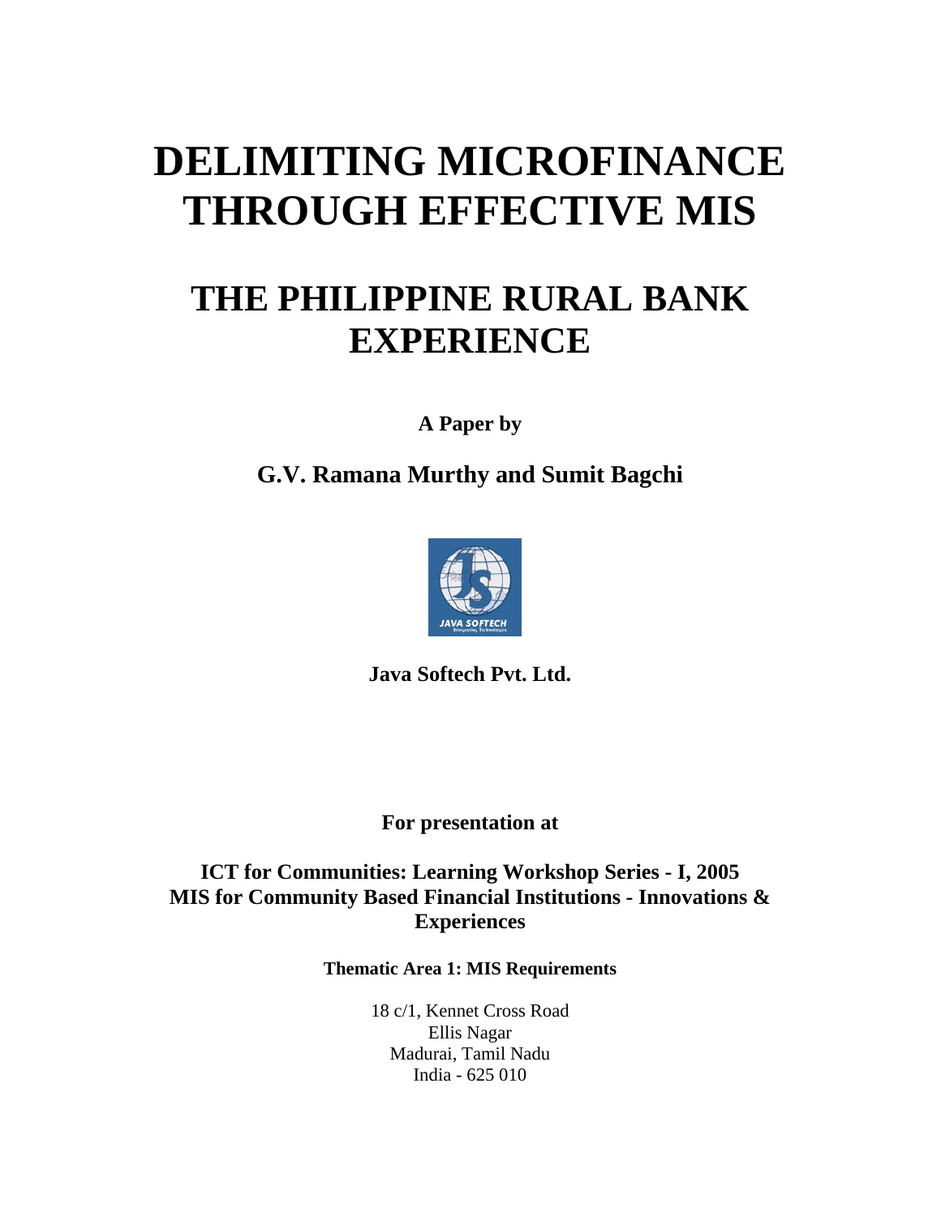# DELIMITING MICROFINANCE THROUGH EFFECTIVE MIS

## THE PHILIPPINE RURAL BANK EXPERIENCE

**A Paper by**

**G.V. Ramana Murthy and Sumit Bagchi**

**Java Softech Pvt. Ltd.**

**For presentation at**

**ICT for Communities: Learning Workshop Series - I, 2005**
**MIS for Community Based Financial Institutions - Innovations & Experiences**

**Thematic Area 1: MIS Requirements**

18 c/1, Kennet Cross Road
Ellis Nagar
Madurai, Tamil Nadu
India - 625 010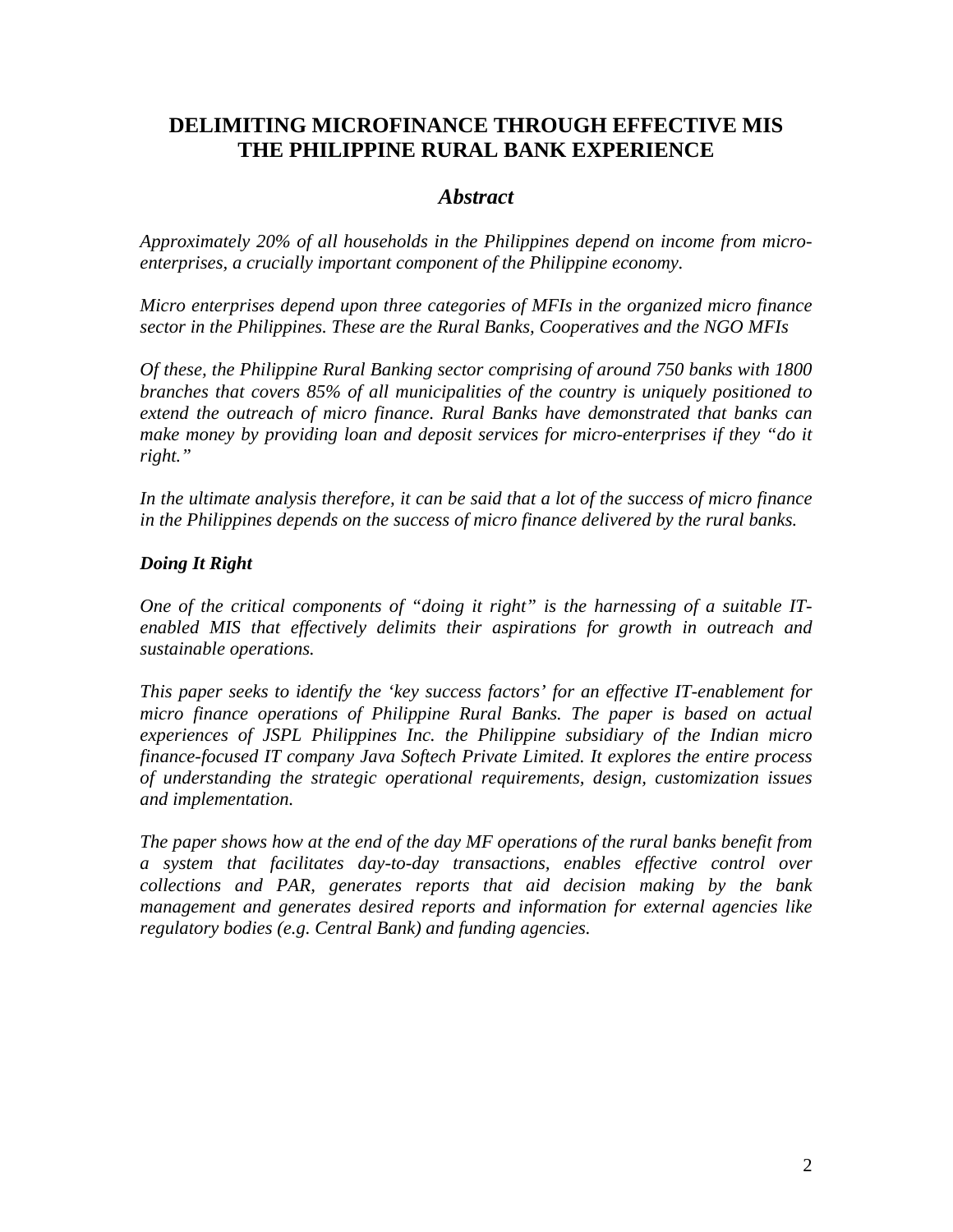# DELIMITING MICROFINANCE THROUGH EFFECTIVE MIS THE PHILIPPINE RURAL BANK EXPERIENCE

## *Abstract*

*Approximately 20% of all households in the Philippines depend on income from micro-enterprises, a crucially important component of the Philippine economy.*

*Micro enterprises depend upon three categories of MFIs in the organized micro finance sector in the Philippines. These are the Rural Banks, Cooperatives and the NGO MFIs*

*Of these, the Philippine Rural Banking sector comprising of around 750 banks with 1800 branches that covers 85% of all municipalities of the country is uniquely positioned to extend the outreach of micro finance. Rural Banks have demonstrated that banks can make money by providing loan and deposit services for micro-enterprises if they "do it right."*

*In the ultimate analysis therefore, it can be said that a lot of the success of micro finance in the Philippines depends on the success of micro finance delivered by the rural banks.*

### ***Doing It Right***

*One of the critical components of "doing it right" is the harnessing of a suitable IT-enabled MIS that effectively delimits their aspirations for growth in outreach and sustainable operations.*

*This paper seeks to identify the 'key success factors' for an effective IT-enablement for micro finance operations of Philippine Rural Banks. The paper is based on actual experiences of JSPL Philippines Inc. the Philippine subsidiary of the Indian micro finance-focused IT company Java Softech Private Limited. It explores the entire process of understanding the strategic operational requirements, design, customization issues and implementation.*

*The paper shows how at the end of the day MF operations of the rural banks benefit from a system that facilitates day-to-day transactions, enables effective control over collections and PAR, generates reports that aid decision making by the bank management and generates desired reports and information for external agencies like regulatory bodies (e.g. Central Bank) and funding agencies.*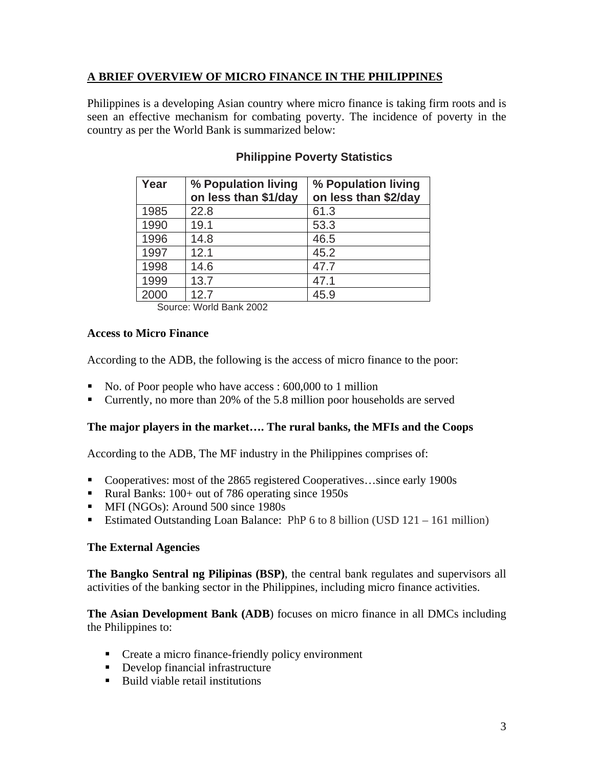## A BRIEF OVERVIEW OF MICRO FINANCE IN THE PHILIPPINES

Philippines is a developing Asian country where micro finance is taking firm roots and is seen an effective mechanism for combating poverty. The incidence of poverty in the country as per the World Bank is summarized below:

**Philippine Poverty Statistics**

| Year | % Population living on less than $1/day | % Population living on less than $2/day |
|---|---|---|
| 1985 | 22.8 | 61.3 |
| 1990 | 19.1 | 53.3 |
| 1996 | 14.8 | 46.5 |
| 1997 | 12.1 | 45.2 |
| 1998 | 14.6 | 47.7 |
| 1999 | 13.7 | 47.1 |
| 2000 | 12.7 | 45.9 |

Source: World Bank 2002

**Access to Micro Finance**

According to the ADB, the following is the access of micro finance to the poor:

- No. of Poor people who have access : 600,000 to 1 million
- Currently, no more than 20% of the 5.8 million poor households are served

**The major players in the market…. The rural banks, the MFIs and the Coops**

According to the ADB, The MF industry in the Philippines comprises of:

- Cooperatives: most of the 2865 registered Cooperatives…since early 1900s
- Rural Banks: 100+ out of 786 operating since 1950s
- MFI (NGOs): Around 500 since 1980s
- Estimated Outstanding Loan Balance: PhP 6 to 8 billion (USD 121 – 161 million)

**The External Agencies**

**The Bangko Sentral ng Pilipinas (BSP)**, the central bank regulates and supervisors all activities of the banking sector in the Philippines, including micro finance activities.

**The Asian Development Bank (ADB**) focuses on micro finance in all DMCs including the Philippines to:

- Create a micro finance-friendly policy environment
- Develop financial infrastructure
- Build viable retail institutions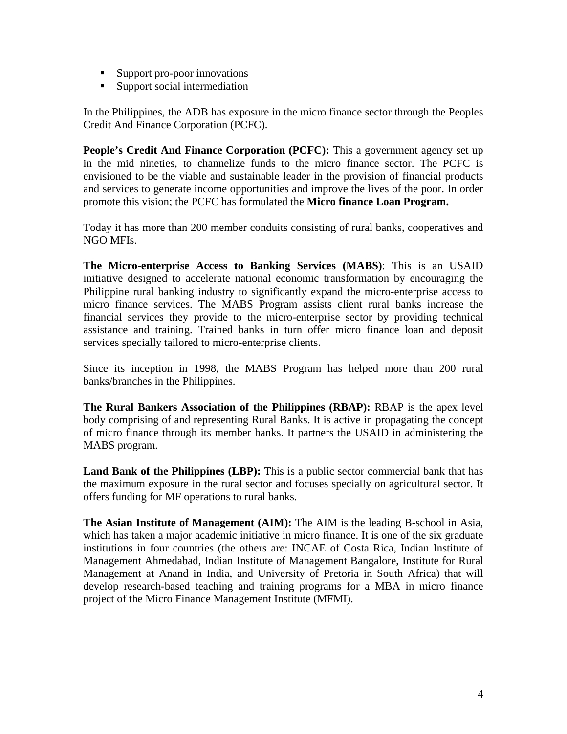- Support pro-poor innovations
- Support social intermediation

In the Philippines, the ADB has exposure in the micro finance sector through the Peoples Credit And Finance Corporation (PCFC).

**People's Credit And Finance Corporation (PCFC):** This a government agency set up in the mid nineties, to channelize funds to the micro finance sector. The PCFC is envisioned to be the viable and sustainable leader in the provision of financial products and services to generate income opportunities and improve the lives of the poor. In order promote this vision; the PCFC has formulated the **Micro finance Loan Program.**

Today it has more than 200 member conduits consisting of rural banks, cooperatives and NGO MFIs.

**The Micro-enterprise Access to Banking Services (MABS)**: This is an USAID initiative designed to accelerate national economic transformation by encouraging the Philippine rural banking industry to significantly expand the micro-enterprise access to micro finance services. The MABS Program assists client rural banks increase the financial services they provide to the micro-enterprise sector by providing technical assistance and training. Trained banks in turn offer micro finance loan and deposit services specially tailored to micro-enterprise clients.

Since its inception in 1998, the MABS Program has helped more than 200 rural banks/branches in the Philippines.

**The Rural Bankers Association of the Philippines (RBAP):** RBAP is the apex level body comprising of and representing Rural Banks. It is active in propagating the concept of micro finance through its member banks. It partners the USAID in administering the MABS program.

**Land Bank of the Philippines (LBP):** This is a public sector commercial bank that has the maximum exposure in the rural sector and focuses specially on agricultural sector. It offers funding for MF operations to rural banks.

**The Asian Institute of Management (AIM):** The AIM is the leading B-school in Asia, which has taken a major academic initiative in micro finance. It is one of the six graduate institutions in four countries (the others are: INCAE of Costa Rica, Indian Institute of Management Ahmedabad, Indian Institute of Management Bangalore, Institute for Rural Management at Anand in India, and University of Pretoria in South Africa) that will develop research-based teaching and training programs for a MBA in micro finance project of the Micro Finance Management Institute (MFMI).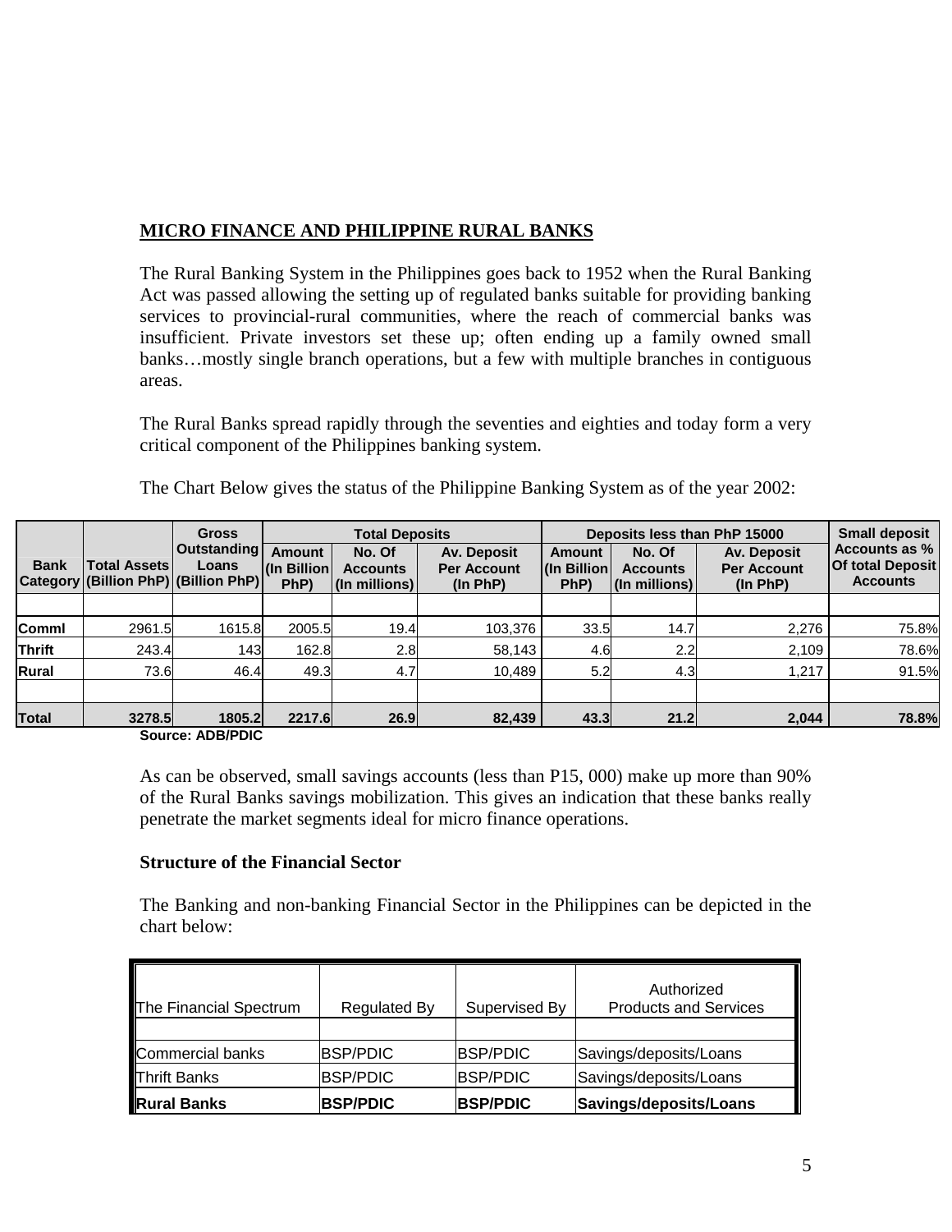**MICRO FINANCE AND PHILIPPINE RURAL BANKS**

The Rural Banking System in the Philippines goes back to 1952 when the Rural Banking Act was passed allowing the setting up of regulated banks suitable for providing banking services to provincial-rural communities, where the reach of commercial banks was insufficient. Private investors set these up; often ending up a family owned small banks…mostly single branch operations, but a few with multiple branches in contiguous areas.

The Rural Banks spread rapidly through the seventies and eighties and today form a very critical component of the Philippines banking system.

The Chart Below gives the status of the Philippine Banking System as of the year 2002:

| Bank Category | Total Assets (Billion PhP) | Gross Outstanding Loans (Billion PhP) | Total Deposits | | | Deposits less than PhP 15000 | | | Small deposit Accounts as % Of total Deposit Accounts |
|---|---|---|---|---|---|---|---|---|---|
| | | | Amount (In Billion PhP) | No. Of Accounts (In millions) | Av. Deposit Per Account (In PhP) | Amount (In Billion PhP) | No. Of Accounts (In millions) | Av. Deposit Per Account (In PhP) | |
| | | | | | | | | | |
| **Comml** | 2961.5 | 1615.8 | 2005.5 | 19.4 | 103,376 | 33.5 | 14.7 | 2,276 | 75.8% |
| **Thrift** | 243.4 | 143 | 162.8 | 2.8 | 58,143 | 4.6 | 2.2 | 2,109 | 78.6% |
| **Rural** | 73.6 | 46.4 | 49.3 | 4.7 | 10,489 | 5.2 | 4.3 | 1,217 | 91.5% |
| | | | | | | | | | |
| **Total** | **3278.5** | **1805.2** | **2217.6** | **26.9** | **82,439** | **43.3** | **21.2** | **2,044** | **78.8%** |

**Source: ADB/PDIC**

As can be observed, small savings accounts (less than P15, 000) make up more than 90% of the Rural Banks savings mobilization. This gives an indication that these banks really penetrate the market segments ideal for micro finance operations.

**Structure of the Financial Sector**

The Banking and non-banking Financial Sector in the Philippines can be depicted in the chart below:

| The Financial Spectrum | Regulated By | Supervised By | Authorized Products and Services |
|---|---|---|---|
| | | | |
| Commercial banks | BSP/PDIC | BSP/PDIC | Savings/deposits/Loans |
| Thrift Banks | BSP/PDIC | BSP/PDIC | Savings/deposits/Loans |
| **Rural Banks** | **BSP/PDIC** | **BSP/PDIC** | **Savings/deposits/Loans** |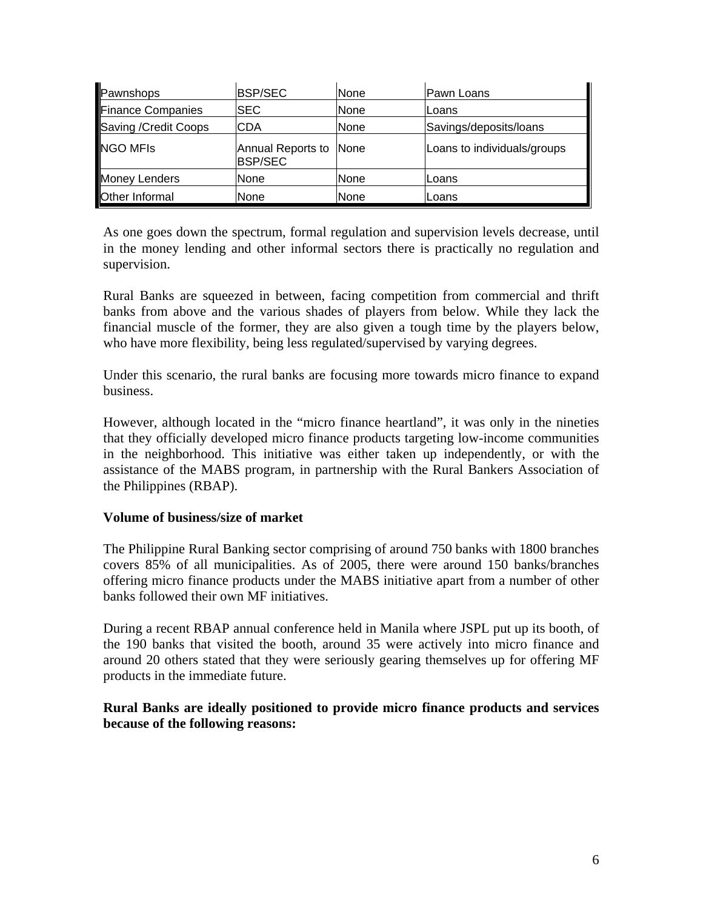| Pawnshops | BSP/SEC | None | Pawn Loans |
|---|---|---|---|
| Finance Companies | SEC | None | Loans |
| Saving /Credit Coops | CDA | None | Savings/deposits/loans |
| NGO MFIs | Annual Reports to BSP/SEC | None | Loans to individuals/groups |
| Money Lenders | None | None | Loans |
| Other Informal | None | None | Loans |

As one goes down the spectrum, formal regulation and supervision levels decrease, until in the money lending and other informal sectors there is practically no regulation and supervision.

Rural Banks are squeezed in between, facing competition from commercial and thrift banks from above and the various shades of players from below. While they lack the financial muscle of the former, they are also given a tough time by the players below, who have more flexibility, being less regulated/supervised by varying degrees.

Under this scenario, the rural banks are focusing more towards micro finance to expand business.

However, although located in the "micro finance heartland", it was only in the nineties that they officially developed micro finance products targeting low-income communities in the neighborhood. This initiative was either taken up independently, or with the assistance of the MABS program, in partnership with the Rural Bankers Association of the Philippines (RBAP).

**Volume of business/size of market**

The Philippine Rural Banking sector comprising of around 750 banks with 1800 branches covers 85% of all municipalities. As of 2005, there were around 150 banks/branches offering micro finance products under the MABS initiative apart from a number of other banks followed their own MF initiatives.

During a recent RBAP annual conference held in Manila where JSPL put up its booth, of the 190 banks that visited the booth, around 35 were actively into micro finance and around 20 others stated that they were seriously gearing themselves up for offering MF products in the immediate future.

**Rural Banks are ideally positioned to provide micro finance products and services because of the following reasons:**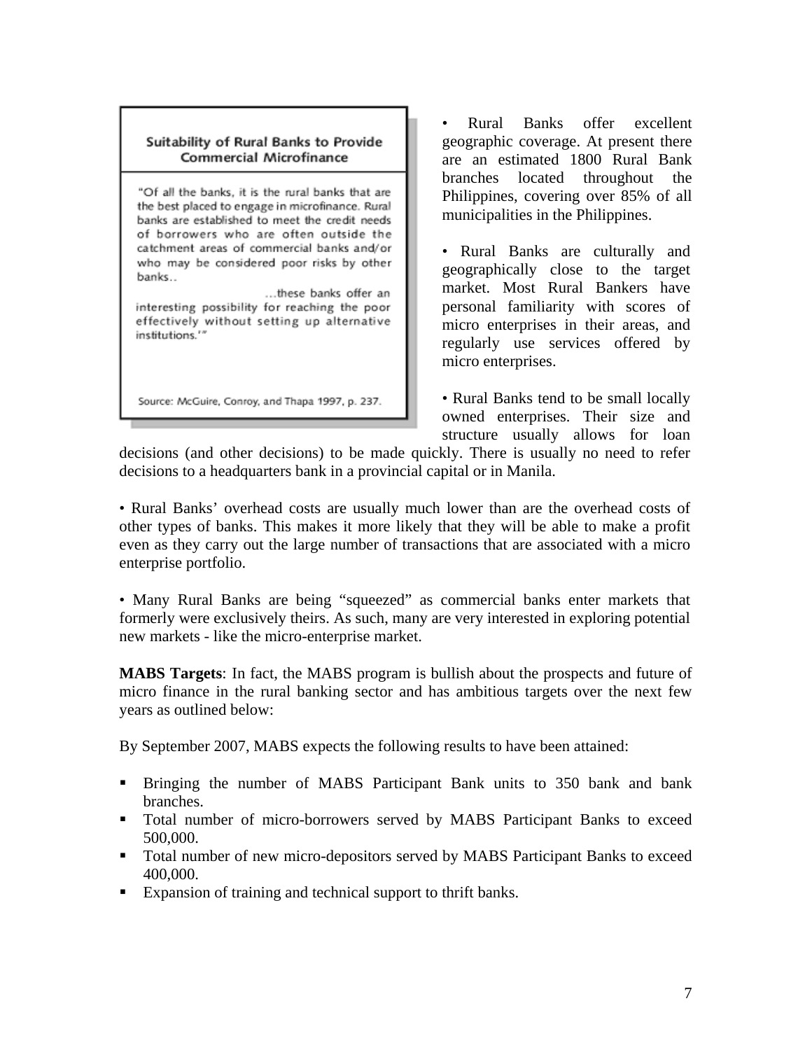> **Suitability of Rural Banks to Provide Commercial Microfinance**
>
> "Of all the banks, it is the rural banks that are the best placed to engage in microfinance. Rural banks are established to meet the credit needs of borrowers who are often outside the catchment areas of commercial banks and/or who may be considered poor risks by other banks..
>
> …these banks offer an interesting possibility for reaching the poor effectively without setting up alternative institutions.'"
>
> Source: McGuire, Conroy, and Thapa 1997, p. 237.

• Rural Banks offer excellent geographic coverage. At present there are an estimated 1800 Rural Bank branches located throughout the Philippines, covering over 85% of all municipalities in the Philippines.

• Rural Banks are culturally and geographically close to the target market. Most Rural Bankers have personal familiarity with scores of micro enterprises in their areas, and regularly use services offered by micro enterprises.

• Rural Banks tend to be small locally owned enterprises. Their size and structure usually allows for loan decisions (and other decisions) to be made quickly. There is usually no need to refer decisions to a headquarters bank in a provincial capital or in Manila.

• Rural Banks' overhead costs are usually much lower than are the overhead costs of other types of banks. This makes it more likely that they will be able to make a profit even as they carry out the large number of transactions that are associated with a micro enterprise portfolio.

• Many Rural Banks are being "squeezed" as commercial banks enter markets that formerly were exclusively theirs. As such, many are very interested in exploring potential new markets - like the micro-enterprise market.

**MABS Targets**: In fact, the MABS program is bullish about the prospects and future of micro finance in the rural banking sector and has ambitious targets over the next few years as outlined below:

By September 2007, MABS expects the following results to have been attained:

- Bringing the number of MABS Participant Bank units to 350 bank and bank branches.
- Total number of micro-borrowers served by MABS Participant Banks to exceed 500,000.
- Total number of new micro-depositors served by MABS Participant Banks to exceed 400,000.
- Expansion of training and technical support to thrift banks.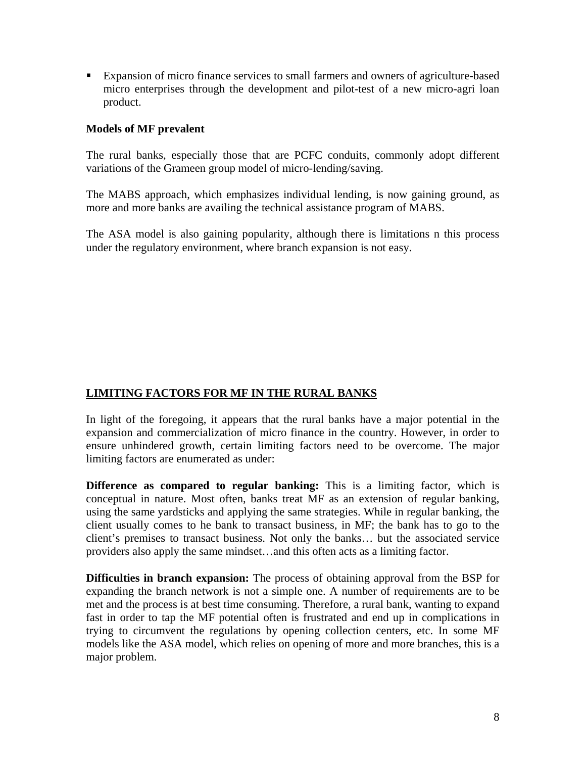- Expansion of micro finance services to small farmers and owners of agriculture-based micro enterprises through the development and pilot-test of a new micro-agri loan product.

**Models of MF prevalent**

The rural banks, especially those that are PCFC conduits, commonly adopt different variations of the Grameen group model of micro-lending/saving.

The MABS approach, which emphasizes individual lending, is now gaining ground, as more and more banks are availing the technical assistance program of MABS.

The ASA model is also gaining popularity, although there is limitations n this process under the regulatory environment, where branch expansion is not easy.

## LIMITING FACTORS FOR MF IN THE RURAL BANKS

In light of the foregoing, it appears that the rural banks have a major potential in the expansion and commercialization of micro finance in the country. However, in order to ensure unhindered growth, certain limiting factors need to be overcome. The major limiting factors are enumerated as under:

**Difference as compared to regular banking:** This is a limiting factor, which is conceptual in nature. Most often, banks treat MF as an extension of regular banking, using the same yardsticks and applying the same strategies. While in regular banking, the client usually comes to he bank to transact business, in MF; the bank has to go to the client's premises to transact business. Not only the banks… but the associated service providers also apply the same mindset…and this often acts as a limiting factor.

**Difficulties in branch expansion:** The process of obtaining approval from the BSP for expanding the branch network is not a simple one. A number of requirements are to be met and the process is at best time consuming. Therefore, a rural bank, wanting to expand fast in order to tap the MF potential often is frustrated and end up in complications in trying to circumvent the regulations by opening collection centers, etc. In some MF models like the ASA model, which relies on opening of more and more branches, this is a major problem.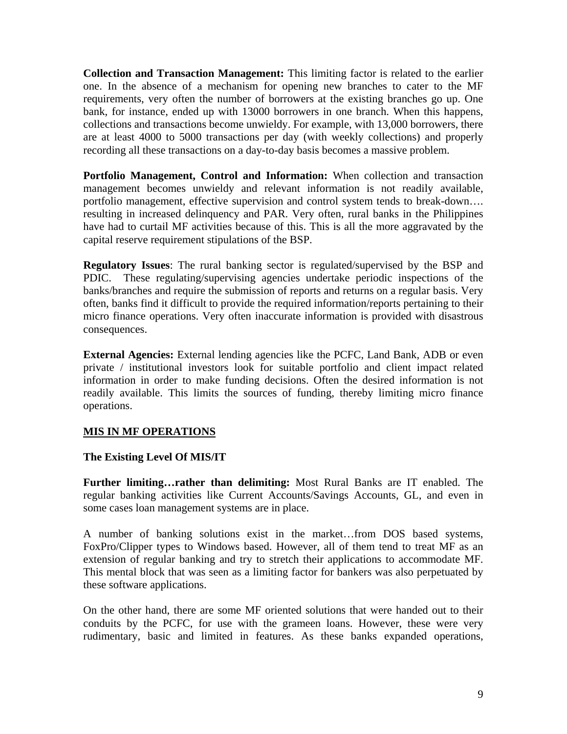**Collection and Transaction Management:** This limiting factor is related to the earlier one. In the absence of a mechanism for opening new branches to cater to the MF requirements, very often the number of borrowers at the existing branches go up. One bank, for instance, ended up with 13000 borrowers in one branch. When this happens, collections and transactions become unwieldy. For example, with 13,000 borrowers, there are at least 4000 to 5000 transactions per day (with weekly collections) and properly recording all these transactions on a day-to-day basis becomes a massive problem.

**Portfolio Management, Control and Information:** When collection and transaction management becomes unwieldy and relevant information is not readily available, portfolio management, effective supervision and control system tends to break-down…. resulting in increased delinquency and PAR. Very often, rural banks in the Philippines have had to curtail MF activities because of this. This is all the more aggravated by the capital reserve requirement stipulations of the BSP.

**Regulatory Issues**: The rural banking sector is regulated/supervised by the BSP and PDIC. These regulating/supervising agencies undertake periodic inspections of the banks/branches and require the submission of reports and returns on a regular basis. Very often, banks find it difficult to provide the required information/reports pertaining to their micro finance operations. Very often inaccurate information is provided with disastrous consequences.

**External Agencies:** External lending agencies like the PCFC, Land Bank, ADB or even private / institutional investors look for suitable portfolio and client impact related information in order to make funding decisions. Often the desired information is not readily available. This limits the sources of funding, thereby limiting micro finance operations.

## MIS IN MF OPERATIONS

### The Existing Level Of MIS/IT

**Further limiting…rather than delimiting:** Most Rural Banks are IT enabled. The regular banking activities like Current Accounts/Savings Accounts, GL, and even in some cases loan management systems are in place.

A number of banking solutions exist in the market…from DOS based systems, FoxPro/Clipper types to Windows based. However, all of them tend to treat MF as an extension of regular banking and try to stretch their applications to accommodate MF. This mental block that was seen as a limiting factor for bankers was also perpetuated by these software applications.

On the other hand, there are some MF oriented solutions that were handed out to their conduits by the PCFC, for use with the grameen loans. However, these were very rudimentary, basic and limited in features. As these banks expanded operations,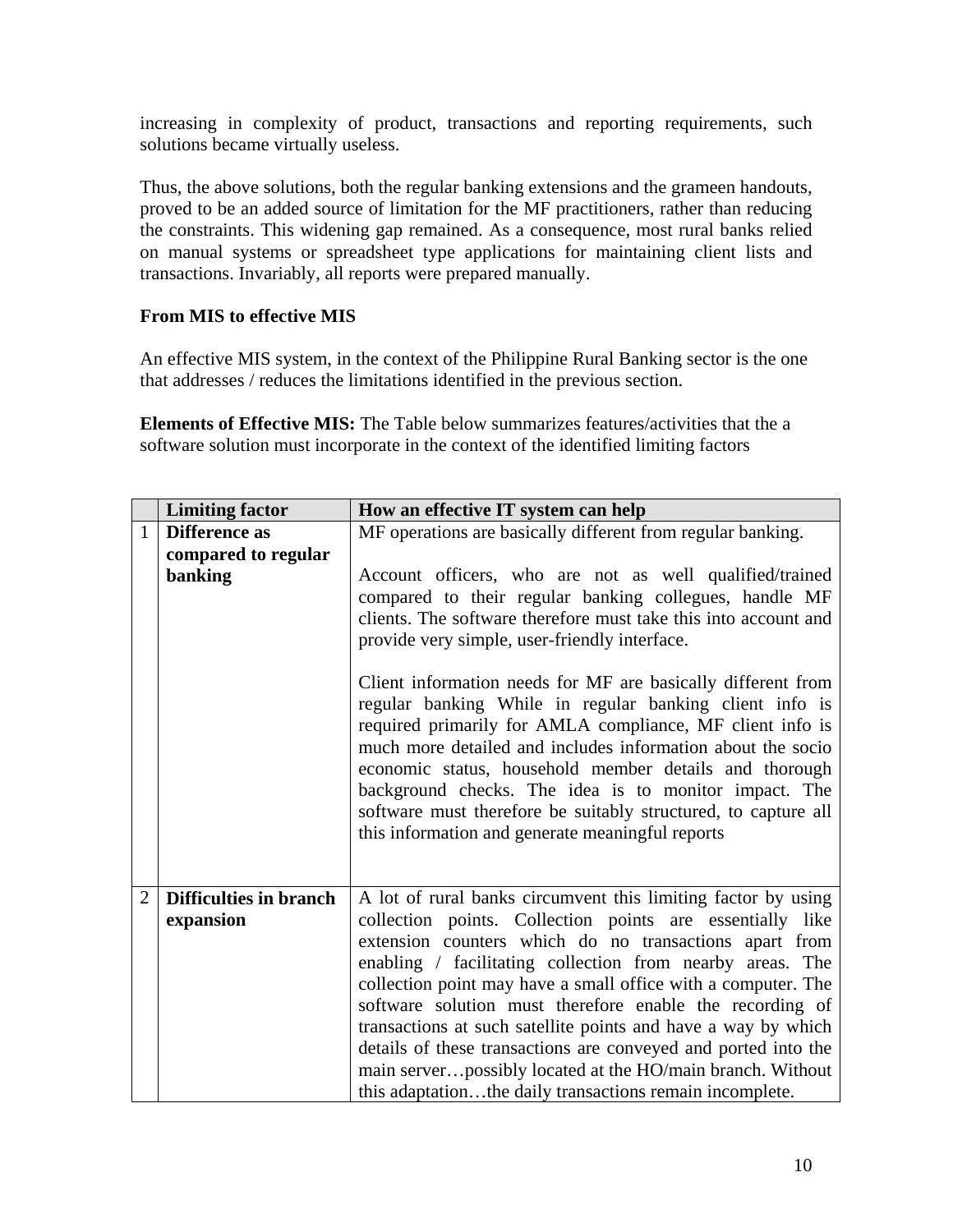increasing in complexity of product, transactions and reporting requirements, such solutions became virtually useless.

Thus, the above solutions, both the regular banking extensions and the grameen handouts, proved to be an added source of limitation for the MF practitioners, rather than reducing the constraints. This widening gap remained. As a consequence, most rural banks relied on manual systems or spreadsheet type applications for maintaining client lists and transactions. Invariably, all reports were prepared manually.

**From MIS to effective MIS**

An effective MIS system, in the context of the Philippine Rural Banking sector is the one that addresses / reduces the limitations identified in the previous section.

**Elements of Effective MIS:** The Table below summarizes features/activities that the a software solution must incorporate in the context of the identified limiting factors

| | Limiting factor | How an effective IT system can help |
|---|---|---|
| 1 | **Difference as compared to regular banking** | MF operations are basically different from regular banking.<br><br>Account officers, who are not as well qualified/trained compared to their regular banking collegues, handle MF clients. The software therefore must take this into account and provide very simple, user-friendly interface.<br><br>Client information needs for MF are basically different from regular banking While in regular banking client info is required primarily for AMLA compliance, MF client info is much more detailed and includes information about the socio economic status, household member details and thorough background checks. The idea is to monitor impact. The software must therefore be suitably structured, to capture all this information and generate meaningful reports |
| 2 | **Difficulties in branch expansion** | A lot of rural banks circumvent this limiting factor by using collection points. Collection points are essentially like extension counters which do no transactions apart from enabling / facilitating collection from nearby areas. The collection point may have a small office with a computer. The software solution must therefore enable the recording of transactions at such satellite points and have a way by which details of these transactions are conveyed and ported into the main server…possibly located at the HO/main branch. Without this adaptation…the daily transactions remain incomplete. |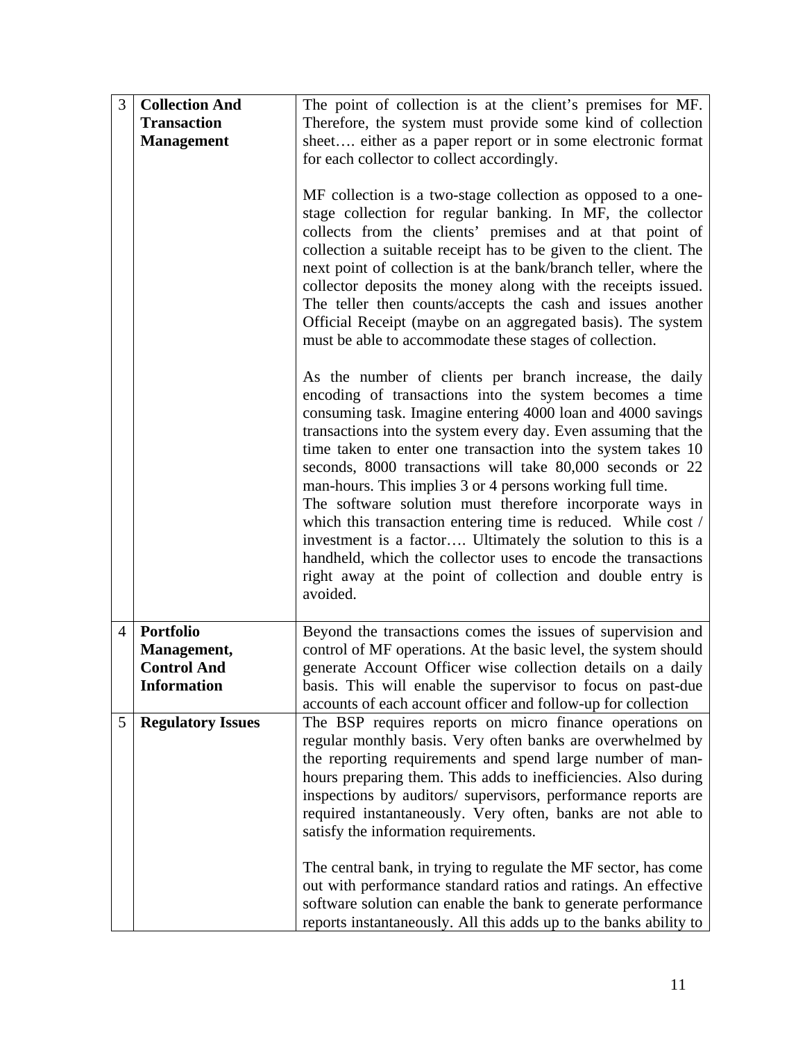| | | |
|---|---|---|
| 3 | **Collection And Transaction Management** | The point of collection is at the client's premises for MF. Therefore, the system must provide some kind of collection sheet…. either as a paper report or in some electronic format for each collector to collect accordingly.<br><br>MF collection is a two-stage collection as opposed to a one-stage collection for regular banking. In MF, the collector collects from the clients' premises and at that point of collection a suitable receipt has to be given to the client. The next point of collection is at the bank/branch teller, where the collector deposits the money along with the receipts issued. The teller then counts/accepts the cash and issues another Official Receipt (maybe on an aggregated basis). The system must be able to accommodate these stages of collection.<br><br>As the number of clients per branch increase, the daily encoding of transactions into the system becomes a time consuming task. Imagine entering 4000 loan and 4000 savings transactions into the system every day. Even assuming that the time taken to enter one transaction into the system takes 10 seconds, 8000 transactions will take 80,000 seconds or 22 man-hours. This implies 3 or 4 persons working full time.<br>The software solution must therefore incorporate ways in which this transaction entering time is reduced. While cost / investment is a factor…. Ultimately the solution to this is a handheld, which the collector uses to encode the transactions right away at the point of collection and double entry is avoided. |
| 4 | **Portfolio Management, Control And Information** | Beyond the transactions comes the issues of supervision and control of MF operations. At the basic level, the system should generate Account Officer wise collection details on a daily basis. This will enable the supervisor to focus on past-due accounts of each account officer and follow-up for collection |
| 5 | **Regulatory Issues** | The BSP requires reports on micro finance operations on regular monthly basis. Very often banks are overwhelmed by the reporting requirements and spend large number of man-hours preparing them. This adds to inefficiencies. Also during inspections by auditors/ supervisors, performance reports are required instantaneously. Very often, banks are not able to satisfy the information requirements.<br><br>The central bank, in trying to regulate the MF sector, has come out with performance standard ratios and ratings. An effective software solution can enable the bank to generate performance reports instantaneously. All this adds up to the banks ability to |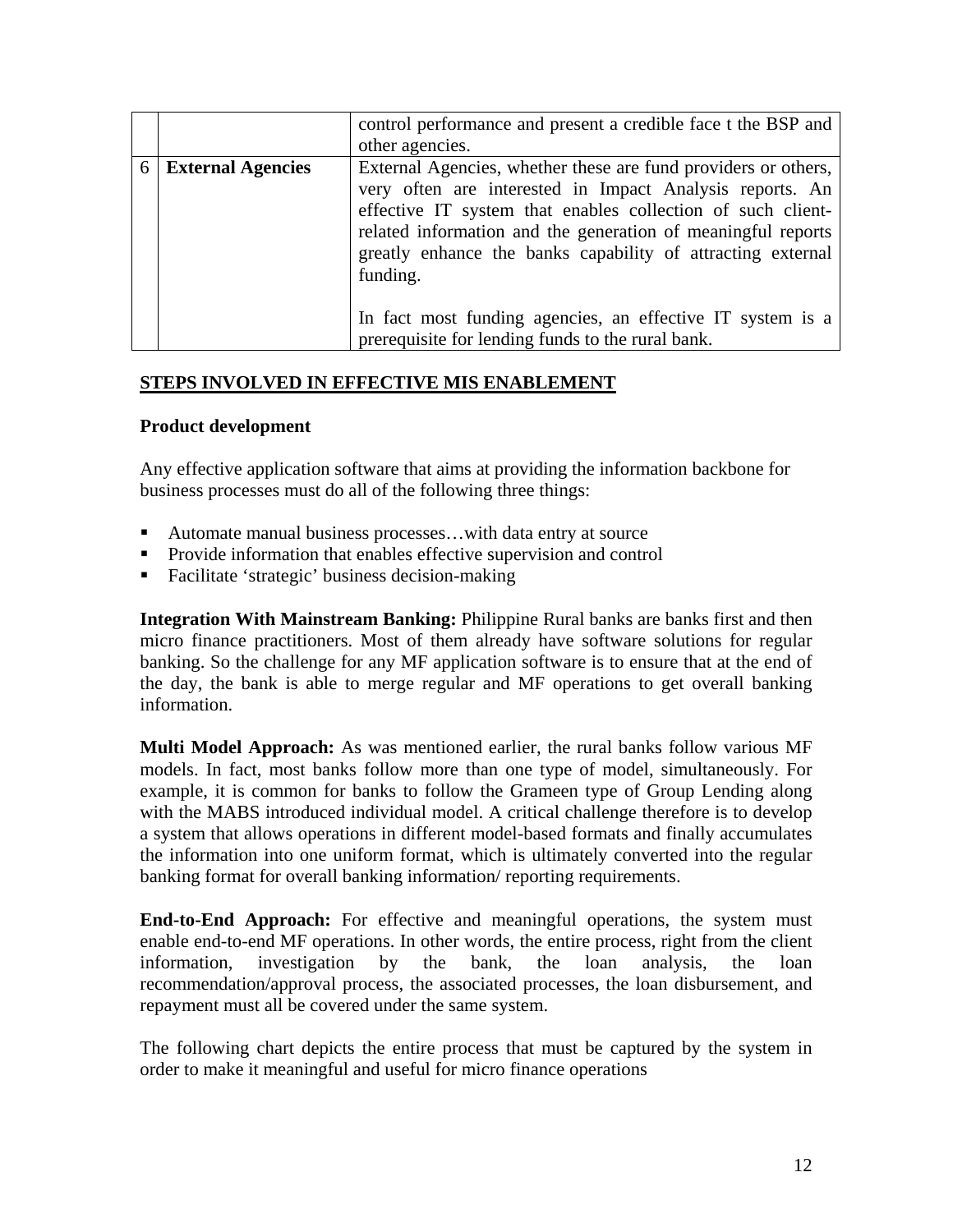| | | |
|---|---|---|
| | | control performance and present a credible face t the BSP and other agencies. |
| 6 | **External Agencies** | External Agencies, whether these are fund providers or others, very often are interested in Impact Analysis reports. An effective IT system that enables collection of such client-related information and the generation of meaningful reports greatly enhance the banks capability of attracting external funding.<br><br>In fact most funding agencies, an effective IT system is a prerequisite for lending funds to the rural bank. |

## STEPS INVOLVED IN EFFECTIVE MIS ENABLEMENT

### Product development

Any effective application software that aims at providing the information backbone for business processes must do all of the following three things:

- Automate manual business processes…with data entry at source
- Provide information that enables effective supervision and control
- Facilitate 'strategic' business decision-making

**Integration With Mainstream Banking:** Philippine Rural banks are banks first and then micro finance practitioners. Most of them already have software solutions for regular banking. So the challenge for any MF application software is to ensure that at the end of the day, the bank is able to merge regular and MF operations to get overall banking information.

**Multi Model Approach:** As was mentioned earlier, the rural banks follow various MF models. In fact, most banks follow more than one type of model, simultaneously. For example, it is common for banks to follow the Grameen type of Group Lending along with the MABS introduced individual model. A critical challenge therefore is to develop a system that allows operations in different model-based formats and finally accumulates the information into one uniform format, which is ultimately converted into the regular banking format for overall banking information/ reporting requirements.

**End-to-End Approach:** For effective and meaningful operations, the system must enable end-to-end MF operations. In other words, the entire process, right from the client information, investigation by the bank, the loan analysis, the loan recommendation/approval process, the associated processes, the loan disbursement, and repayment must all be covered under the same system.

The following chart depicts the entire process that must be captured by the system in order to make it meaningful and useful for micro finance operations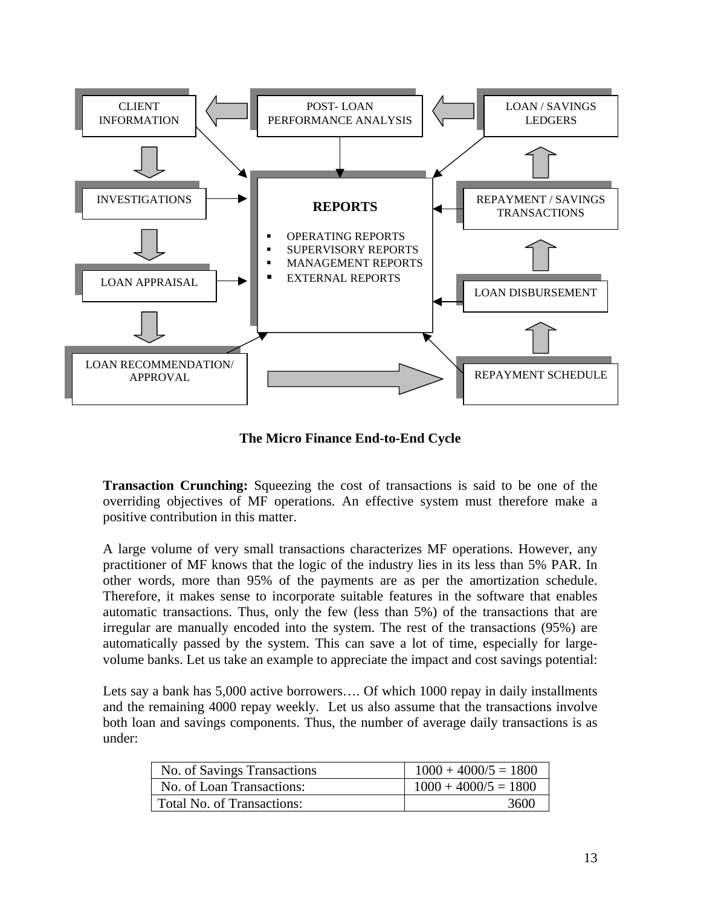CLIENT INFORMATION

POST- LOAN PERFORMANCE ANALYSIS

LOAN / SAVINGS LEDGERS

INVESTIGATIONS

**REPORTS**

- OPERATING REPORTS
- SUPERVISORY REPORTS
- MANAGEMENT REPORTS
- EXTERNAL REPORTS

REPAYMENT / SAVINGS TRANSACTIONS

LOAN APPRAISAL

LOAN DISBURSEMENT

LOAN RECOMMENDATION/ APPROVAL

REPAYMENT SCHEDULE

**The Micro Finance End-to-End Cycle**

**Transaction Crunching:** Squeezing the cost of transactions is said to be one of the overriding objectives of MF operations. An effective system must therefore make a positive contribution in this matter.

A large volume of very small transactions characterizes MF operations. However, any practitioner of MF knows that the logic of the industry lies in its less than 5% PAR. In other words, more than 95% of the payments are as per the amortization schedule. Therefore, it makes sense to incorporate suitable features in the software that enables automatic transactions. Thus, only the few (less than 5%) of the transactions that are irregular are manually encoded into the system. The rest of the transactions (95%) are automatically passed by the system. This can save a lot of time, especially for large-volume banks. Let us take an example to appreciate the impact and cost savings potential:

Lets say a bank has 5,000 active borrowers…. Of which 1000 repay in daily installments and the remaining 4000 repay weekly. Let us also assume that the transactions involve both loan and savings components. Thus, the number of average daily transactions is as under:

| | |
|---|---|
| No. of Savings Transactions | 1000 + 4000/5 = 1800 |
| No. of Loan Transactions: | 1000 + 4000/5 = 1800 |
| Total No. of Transactions: | 3600 |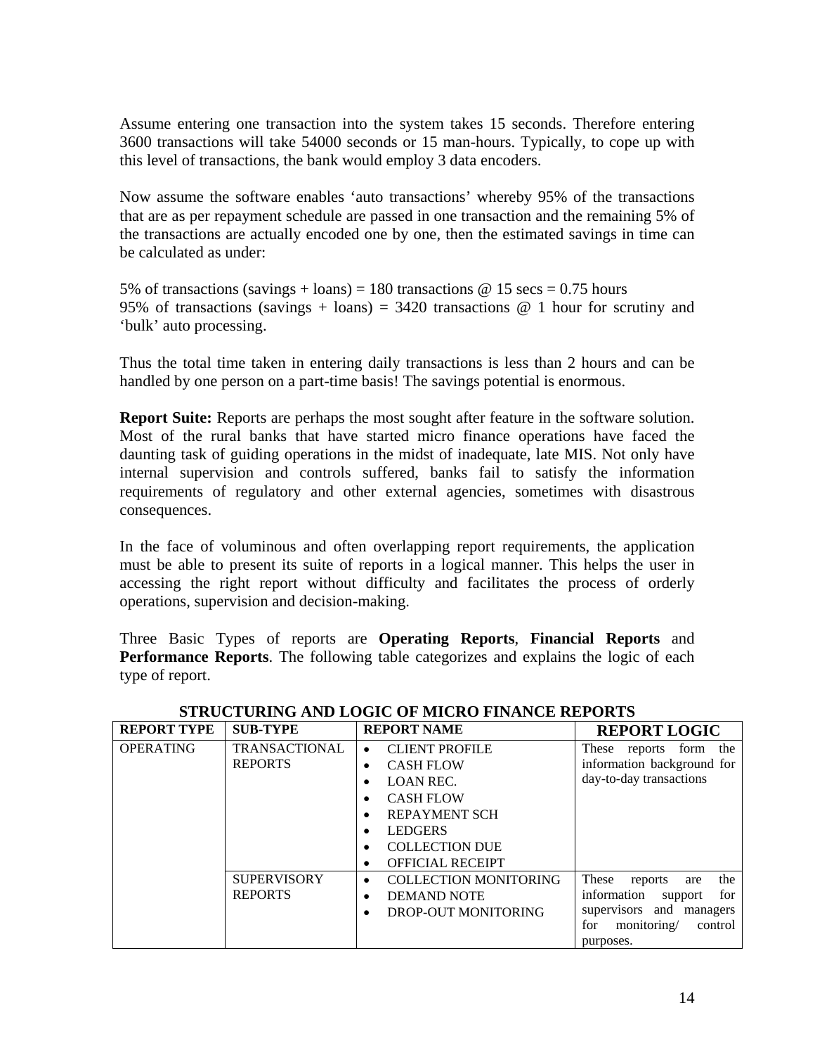Assume entering one transaction into the system takes 15 seconds. Therefore entering 3600 transactions will take 54000 seconds or 15 man-hours. Typically, to cope up with this level of transactions, the bank would employ 3 data encoders.

Now assume the software enables 'auto transactions' whereby 95% of the transactions that are as per repayment schedule are passed in one transaction and the remaining 5% of the transactions are actually encoded one by one, then the estimated savings in time can be calculated as under:

5% of transactions (savings + loans) = 180 transactions @ 15 secs = 0.75 hours
95% of transactions (savings + loans) = 3420 transactions @ 1 hour for scrutiny and 'bulk' auto processing.

Thus the total time taken in entering daily transactions is less than 2 hours and can be handled by one person on a part-time basis! The savings potential is enormous.

**Report Suite:** Reports are perhaps the most sought after feature in the software solution. Most of the rural banks that have started micro finance operations have faced the daunting task of guiding operations in the midst of inadequate, late MIS. Not only have internal supervision and controls suffered, banks fail to satisfy the information requirements of regulatory and other external agencies, sometimes with disastrous consequences.

In the face of voluminous and often overlapping report requirements, the application must be able to present its suite of reports in a logical manner. This helps the user in accessing the right report without difficulty and facilitates the process of orderly operations, supervision and decision-making.

Three Basic Types of reports are **Operating Reports**, **Financial Reports** and **Performance Reports**. The following table categorizes and explains the logic of each type of report.

**STRUCTURING AND LOGIC OF MICRO FINANCE REPORTS**

| REPORT TYPE | SUB-TYPE | REPORT NAME | REPORT LOGIC |
|---|---|---|---|
| OPERATING | TRANSACTIONAL REPORTS | • CLIENT PROFILE<br>• CASH FLOW<br>• LOAN REC.<br>• CASH FLOW<br>• REPAYMENT SCH<br>• LEDGERS<br>• COLLECTION DUE<br>• OFFICIAL RECEIPT | These reports form the information background for day-to-day transactions |
| | SUPERVISORY REPORTS | • COLLECTION MONITORING<br>• DEMAND NOTE<br>• DROP-OUT MONITORING | These reports are the information support for supervisors and managers for monitoring/ control purposes. |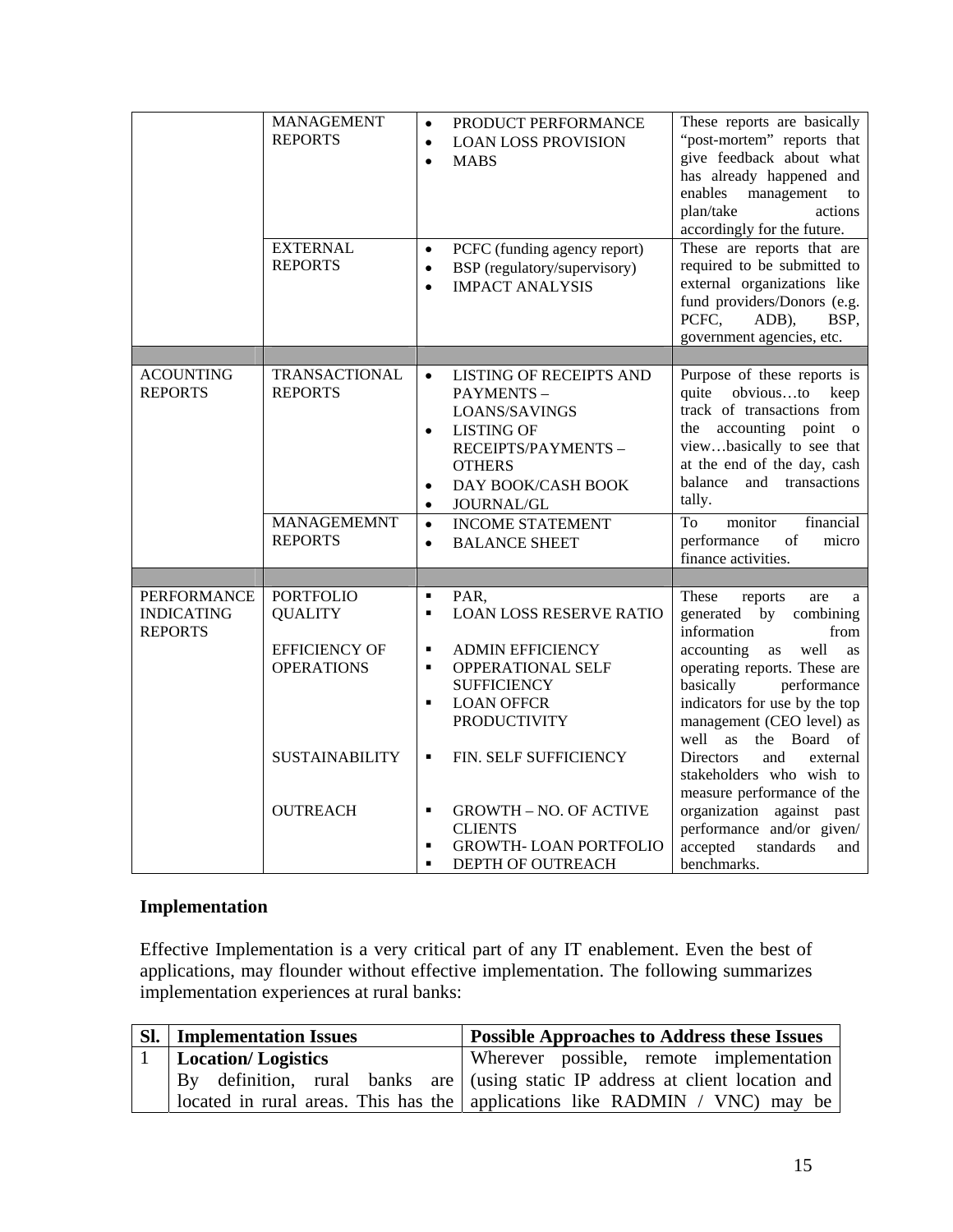| | | | |
|---|---|---|---|
| | MANAGEMENT REPORTS | • PRODUCT PERFORMANCE<br>• LOAN LOSS PROVISION<br>• MABS | These reports are basically "post-mortem" reports that give feedback about what has already happened and enables management to plan/take actions accordingly for the future. |
| | EXTERNAL REPORTS | • PCFC (funding agency report)<br>• BSP (regulatory/supervisory)<br>• IMPACT ANALYSIS | These are reports that are required to be submitted to external organizations like fund providers/Donors (e.g. PCFC, ADB), BSP, government agencies, etc. |
| | | | |
| ACOUNTING REPORTS | TRANSACTIONAL REPORTS | • LISTING OF RECEIPTS AND PAYMENTS – LOANS/SAVINGS<br>• LISTING OF RECEIPTS/PAYMENTS – OTHERS<br>• DAY BOOK/CASH BOOK<br>• JOURNAL/GL | Purpose of these reports is quite obvious…to keep track of transactions from the accounting point o view…basically to see that at the end of the day, cash balance and transactions tally. |
| | MANAGEMEMNT REPORTS | • INCOME STATEMENT<br>• BALANCE SHEET | To monitor financial performance of micro finance activities. |
| | | | |
| PERFORMANCE INDICATING REPORTS | PORTFOLIO QUALITY | ▪ PAR,<br>▪ LOAN LOSS RESERVE RATIO | These reports are a generated by combining information from accounting as well as operating reports. These are basically performance indicators for use by the top management (CEO level) as well as the Board of Directors and external stakeholders who wish to measure performance of the organization against past performance and/or given/ accepted standards and benchmarks. |
| | EFFICIENCY OF OPERATIONS | ▪ ADMIN EFFICIENCY<br>▪ OPPERATIONAL SELF SUFFICIENCY<br>▪ LOAN OFFCR PRODUCTIVITY | |
| | SUSTAINABILITY | ▪ FIN. SELF SUFFICIENCY | |
| | OUTREACH | ▪ GROWTH – NO. OF ACTIVE CLIENTS<br>▪ GROWTH- LOAN PORTFOLIO<br>▪ DEPTH OF OUTREACH | |

## Implementation

Effective Implementation is a very critical part of any IT enablement. Even the best of applications, may flounder without effective implementation. The following summarizes implementation experiences at rural banks:

| Sl. | Implementation Issues | Possible Approaches to Address these Issues |
|---|---|---|
| 1 | **Location/ Logistics**<br>By definition, rural banks are located in rural areas. This has the | Wherever possible, remote implementation (using static IP address at client location and applications like RADMIN / VNC) may be |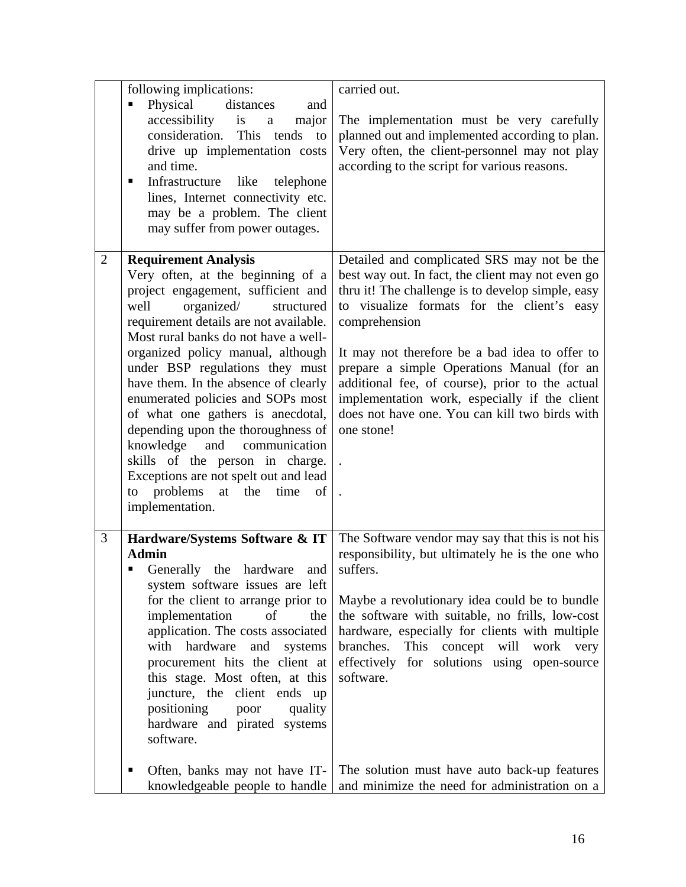| | | |
|---|---|---|
| | following implications:<br>▪ Physical distances and accessibility is a major consideration. This tends to drive up implementation costs and time.<br>▪ Infrastructure like telephone lines, Internet connectivity etc. may be a problem. The client may suffer from power outages. | carried out.<br><br>The implementation must be very carefully planned out and implemented according to plan. Very often, the client-personnel may not play according to the script for various reasons. |
| 2 | **Requirement Analysis**<br>Very often, at the beginning of a project engagement, sufficient and well organized/ structured requirement details are not available. Most rural banks do not have a well-organized policy manual, although under BSP regulations they must have them. In the absence of clearly enumerated policies and SOPs most of what one gathers is anecdotal, depending upon the thoroughness of knowledge and communication skills of the person in charge. Exceptions are not spelt out and lead to problems at the time of implementation. | Detailed and complicated SRS may not be the best way out. In fact, the client may not even go thru it! The challenge is to develop simple, easy to visualize formats for the client's easy comprehension<br><br>It may not therefore be a bad idea to offer to prepare a simple Operations Manual (for an additional fee, of course), prior to the actual implementation work, especially if the client does not have one. You can kill two birds with one stone!<br><br>.<br><br>. |
| 3 | **Hardware/Systems Software & IT Admin**<br>▪ Generally the hardware and system software issues are left for the client to arrange prior to implementation of the application. The costs associated with hardware and systems procurement hits the client at this stage. Most often, at this juncture, the client ends up positioning poor quality hardware and pirated systems software.<br><br>▪ Often, banks may not have IT-knowledgeable people to handle | The Software vendor may say that this is not his responsibility, but ultimately he is the one who suffers.<br><br>Maybe a revolutionary idea could be to bundle the software with suitable, no frills, low-cost hardware, especially for clients with multiple branches. This concept will work very effectively for solutions using open-source software.<br><br>The solution must have auto back-up features and minimize the need for administration on a |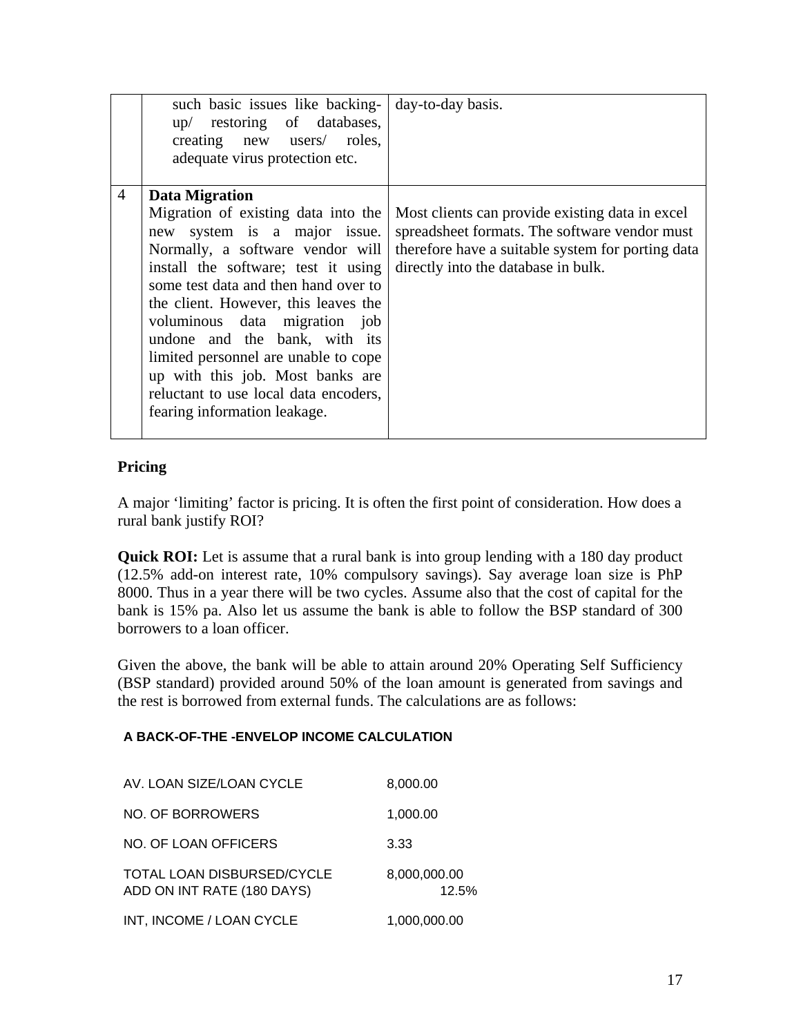|  |  |  |
|---|---|---|
|  | such basic issues like backing-up/ restoring of databases, creating new users/ roles, adequate virus protection etc. | day-to-day basis. |
| 4 | **Data Migration**<br>Migration of existing data into the new system is a major issue. Normally, a software vendor will install the software; test it using some test data and then hand over to the client. However, this leaves the voluminous data migration job undone and the bank, with its limited personnel are unable to cope up with this job. Most banks are reluctant to use local data encoders, fearing information leakage. | Most clients can provide existing data in excel spreadsheet formats. The software vendor must therefore have a suitable system for porting data directly into the database in bulk. |

## Pricing

A major 'limiting' factor is pricing. It is often the first point of consideration. How does a rural bank justify ROI?

**Quick ROI:** Let is assume that a rural bank is into group lending with a 180 day product (12.5% add-on interest rate, 10% compulsory savings). Say average loan size is PhP 8000. Thus in a year there will be two cycles. Assume also that the cost of capital for the bank is 15% pa. Also let us assume the bank is able to follow the BSP standard of 300 borrowers to a loan officer.

Given the above, the bank will be able to attain around 20% Operating Self Sufficiency (BSP standard) provided around 50% of the loan amount is generated from savings and the rest is borrowed from external funds. The calculations are as follows:

**A BACK-OF-THE -ENVELOP INCOME CALCULATION**

|  |  |
|---|---|
| AV. LOAN SIZE/LOAN CYCLE | 8,000.00 |
| NO. OF BORROWERS | 1,000.00 |
| NO. OF LOAN OFFICERS | 3.33 |
| TOTAL LOAN DISBURSED/CYCLE | 8,000,000.00 |
| ADD ON INT RATE (180 DAYS) | 12.5% |
| INT, INCOME / LOAN CYCLE | 1,000,000.00 |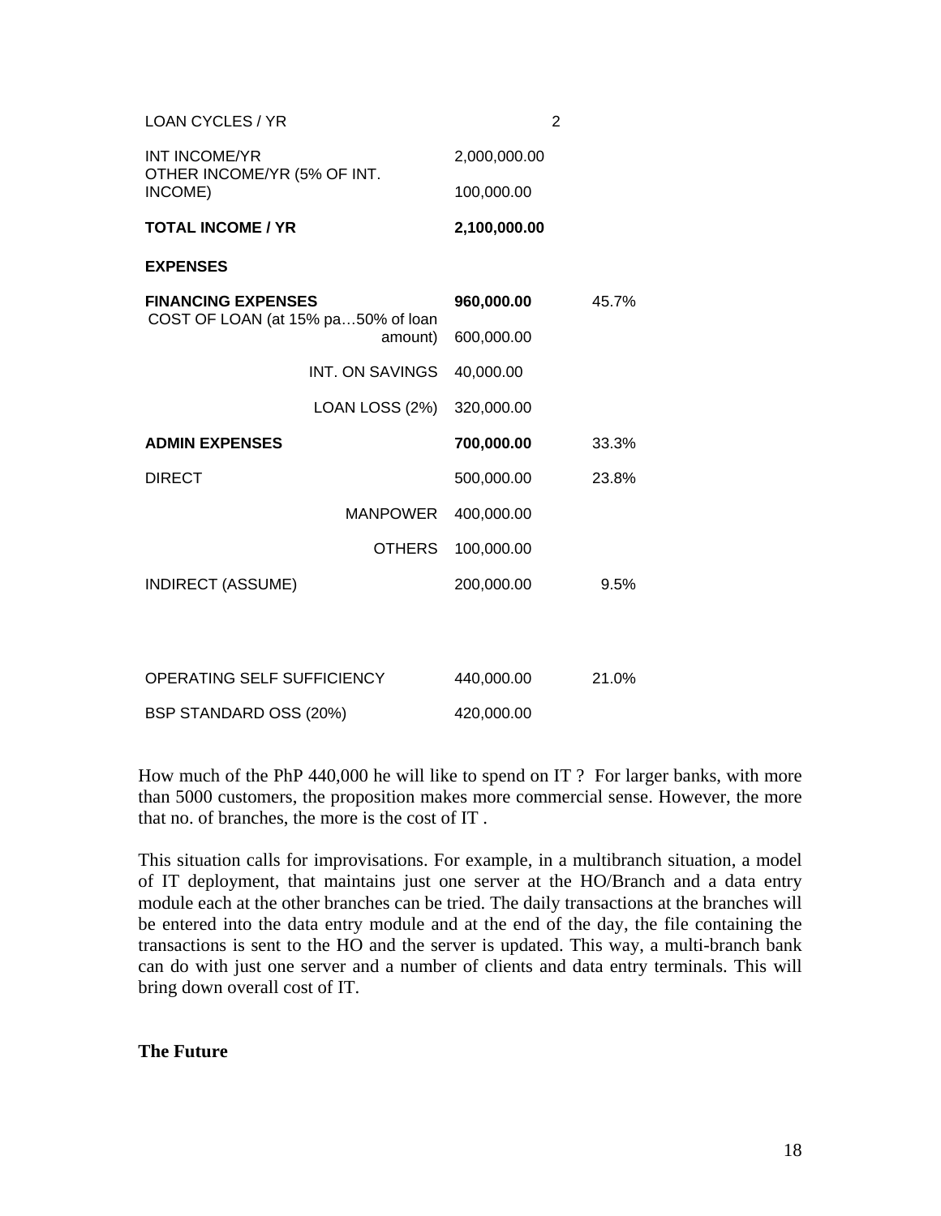| | | |
|---|---|---|
| LOAN CYCLES / YR | 2 | |
| INT INCOME/YR | 2,000,000.00 | |
| OTHER INCOME/YR (5% OF INT. INCOME) | 100,000.00 | |
| **TOTAL INCOME / YR** | **2,100,000.00** | |
| **EXPENSES** | | |
| **FINANCING EXPENSES** | **960,000.00** | 45.7% |
| COST OF LOAN (at 15% pa…50% of loan amount) | 600,000.00 | |
| INT. ON SAVINGS | 40,000.00 | |
| LOAN LOSS (2%) | 320,000.00 | |
| **ADMIN EXPENSES** | **700,000.00** | 33.3% |
| DIRECT | 500,000.00 | 23.8% |
| MANPOWER | 400,000.00 | |
| OTHERS | 100,000.00 | |
| INDIRECT (ASSUME) | 200,000.00 | 9.5% |
| | | |
| OPERATING SELF SUFFICIENCY | 440,000.00 | 21.0% |
| BSP STANDARD OSS (20%) | 420,000.00 | |

How much of the PhP 440,000 he will like to spend on IT ? For larger banks, with more than 5000 customers, the proposition makes more commercial sense. However, the more that no. of branches, the more is the cost of IT .

This situation calls for improvisations. For example, in a multibranch situation, a model of IT deployment, that maintains just one server at the HO/Branch and a data entry module each at the other branches can be tried. The daily transactions at the branches will be entered into the data entry module and at the end of the day, the file containing the transactions is sent to the HO and the server is updated. This way, a multi-branch bank can do with just one server and a number of clients and data entry terminals. This will bring down overall cost of IT.

**The Future**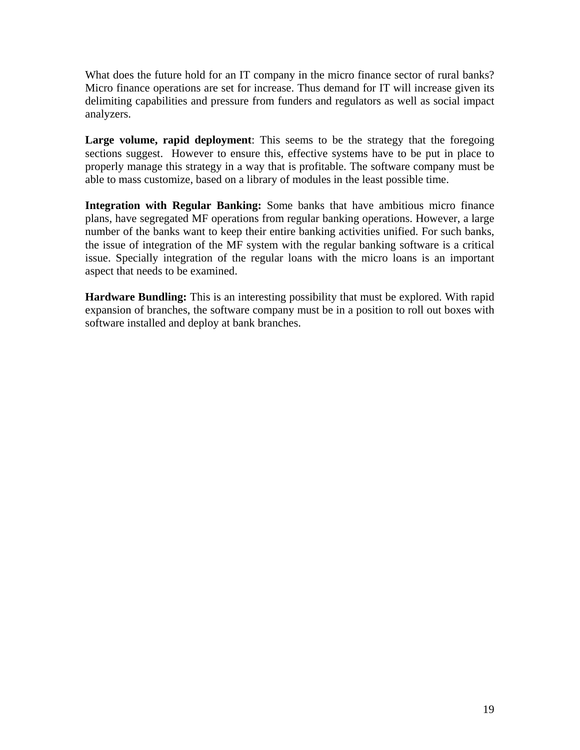What does the future hold for an IT company in the micro finance sector of rural banks? Micro finance operations are set for increase. Thus demand for IT will increase given its delimiting capabilities and pressure from funders and regulators as well as social impact analyzers.

**Large volume, rapid deployment**: This seems to be the strategy that the foregoing sections suggest. However to ensure this, effective systems have to be put in place to properly manage this strategy in a way that is profitable. The software company must be able to mass customize, based on a library of modules in the least possible time.

**Integration with Regular Banking:** Some banks that have ambitious micro finance plans, have segregated MF operations from regular banking operations. However, a large number of the banks want to keep their entire banking activities unified. For such banks, the issue of integration of the MF system with the regular banking software is a critical issue. Specially integration of the regular loans with the micro loans is an important aspect that needs to be examined.

**Hardware Bundling:** This is an interesting possibility that must be explored. With rapid expansion of branches, the software company must be in a position to roll out boxes with software installed and deploy at bank branches.